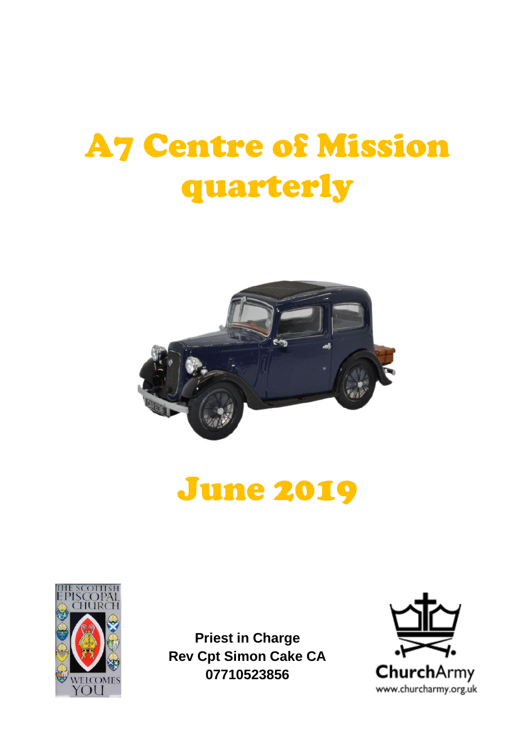# A7 Centre of Mission quarterly

# June 2019

**Priest in Charge**
**Rev Cpt Simon Cake CA**
**07710523856**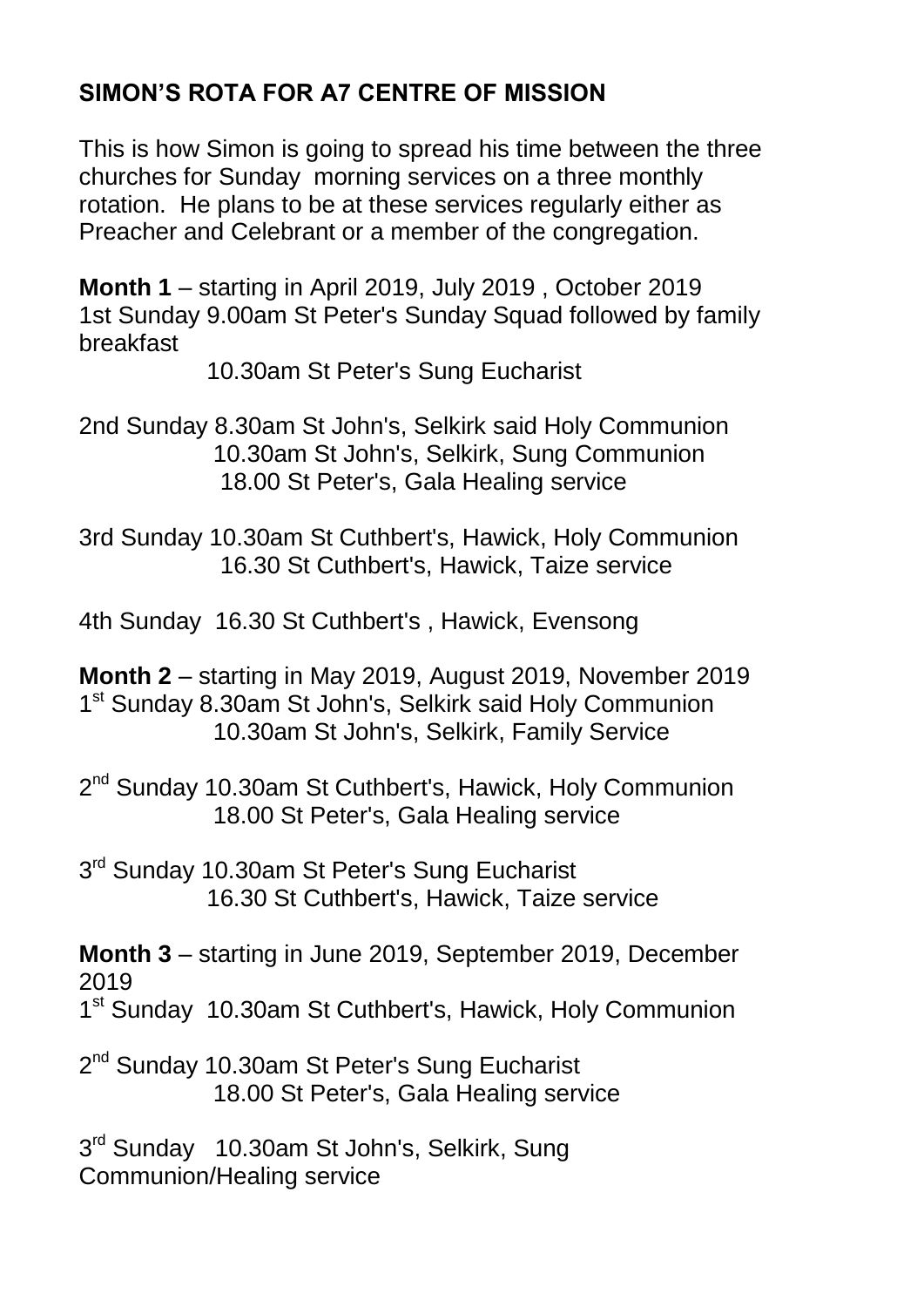## SIMON'S ROTA FOR A7 CENTRE OF MISSION

This is how Simon is going to spread his time between the three churches for Sunday morning services on a three monthly rotation. He plans to be at these services regularly either as Preacher and Celebrant or a member of the congregation.

**Month 1** – starting in April 2019, July 2019 , October 2019
1st Sunday 9.00am St Peter's Sunday Squad followed by family breakfast
10.30am St Peter's Sung Eucharist

2nd Sunday 8.30am St John's, Selkirk said Holy Communion
10.30am St John's, Selkirk, Sung Communion
18.00 St Peter's, Gala Healing service

3rd Sunday 10.30am St Cuthbert's, Hawick, Holy Communion
16.30 St Cuthbert's, Hawick, Taize service

4th Sunday 16.30 St Cuthbert's , Hawick, Evensong

**Month 2** – starting in May 2019, August 2019, November 2019
1st Sunday 8.30am St John's, Selkirk said Holy Communion
10.30am St John's, Selkirk, Family Service

2nd Sunday 10.30am St Cuthbert's, Hawick, Holy Communion
18.00 St Peter's, Gala Healing service

3rd Sunday 10.30am St Peter's Sung Eucharist
16.30 St Cuthbert's, Hawick, Taize service

**Month 3** – starting in June 2019, September 2019, December 2019
1st Sunday 10.30am St Cuthbert's, Hawick, Holy Communion

2nd Sunday 10.30am St Peter's Sung Eucharist
18.00 St Peter's, Gala Healing service

3rd Sunday 10.30am St John's, Selkirk, Sung Communion/Healing service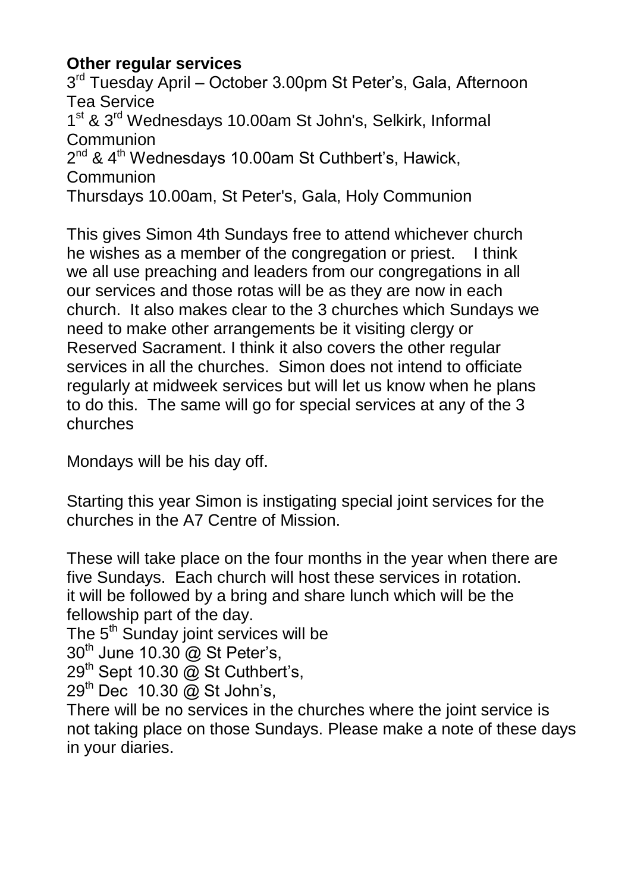**Other regular services**

3rd Tuesday April – October 3.00pm St Peter's, Gala, Afternoon Tea Service

1st & 3rd Wednesdays 10.00am St John's, Selkirk, Informal Communion

2nd & 4th Wednesdays 10.00am St Cuthbert's, Hawick, Communion

Thursdays 10.00am, St Peter's, Gala, Holy Communion

This gives Simon 4th Sundays free to attend whichever church he wishes as a member of the congregation or priest. I think we all use preaching and leaders from our congregations in all our services and those rotas will be as they are now in each church. It also makes clear to the 3 churches which Sundays we need to make other arrangements be it visiting clergy or Reserved Sacrament. I think it also covers the other regular services in all the churches. Simon does not intend to officiate regularly at midweek services but will let us know when he plans to do this. The same will go for special services at any of the 3 churches

Mondays will be his day off.

Starting this year Simon is instigating special joint services for the churches in the A7 Centre of Mission.

These will take place on the four months in the year when there are five Sundays. Each church will host these services in rotation. it will be followed by a bring and share lunch which will be the fellowship part of the day.

The 5th Sunday joint services will be

30th June 10.30 @ St Peter's,

29th Sept 10.30 @ St Cuthbert's,

29th Dec 10.30 @ St John's,

There will be no services in the churches where the joint service is not taking place on those Sundays. Please make a note of these days in your diaries.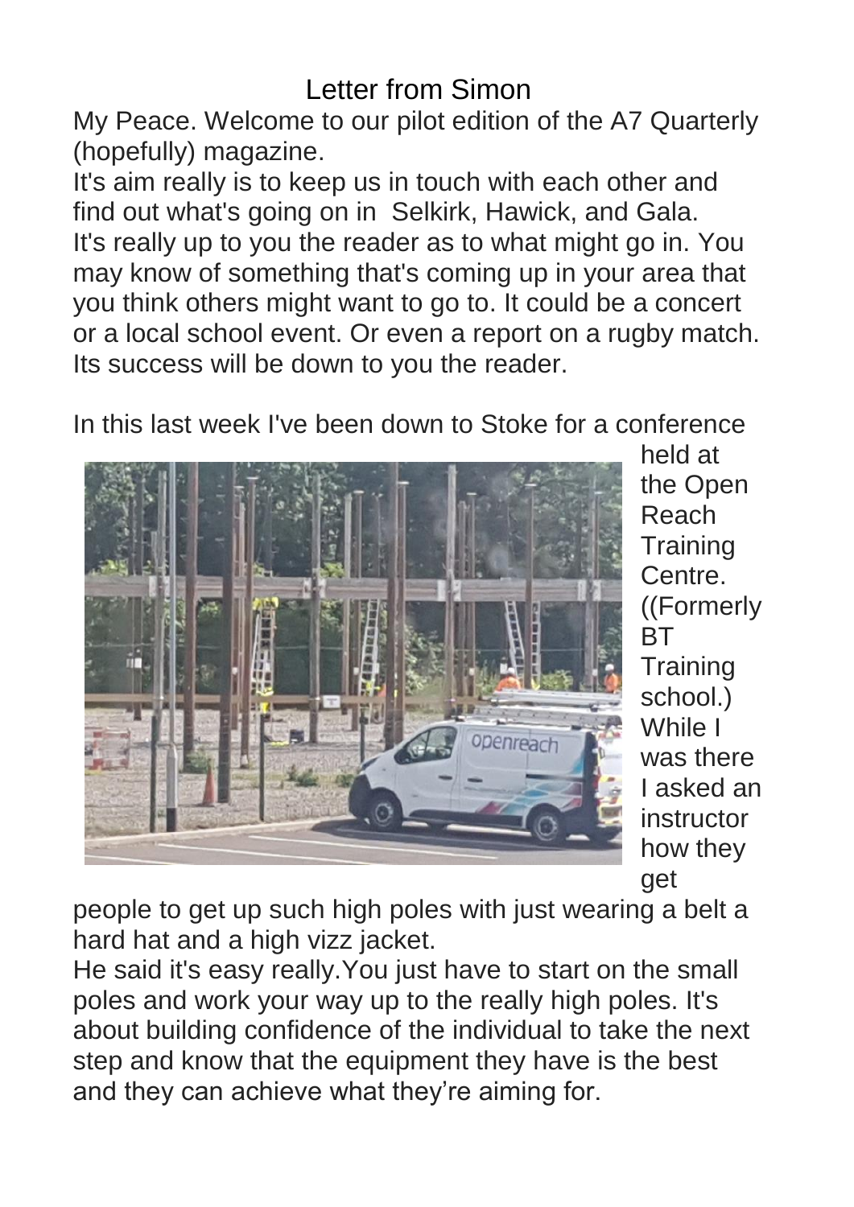# Letter from Simon

My Peace. Welcome to our pilot edition of the A7 Quarterly (hopefully) magazine.

It's aim really is to keep us in touch with each other and find out what's going on in Selkirk, Hawick, and Gala.

It's really up to you the reader as to what might go in. You may know of something that's coming up in your area that you think others might want to go to. It could be a concert or a local school event. Or even a report on a rugby match. Its success will be down to you the reader.

In this last week I've been down to Stoke for a conference held at the Open Reach Training Centre. ((Formerly BT Training school.) While I was there I asked an instructor how they get people to get up such high poles with just wearing a belt a hard hat and a high vizz jacket.

He said it's easy really.You just have to start on the small poles and work your way up to the really high poles. It's about building confidence of the individual to take the next step and know that the equipment they have is the best and they can achieve what they're aiming for.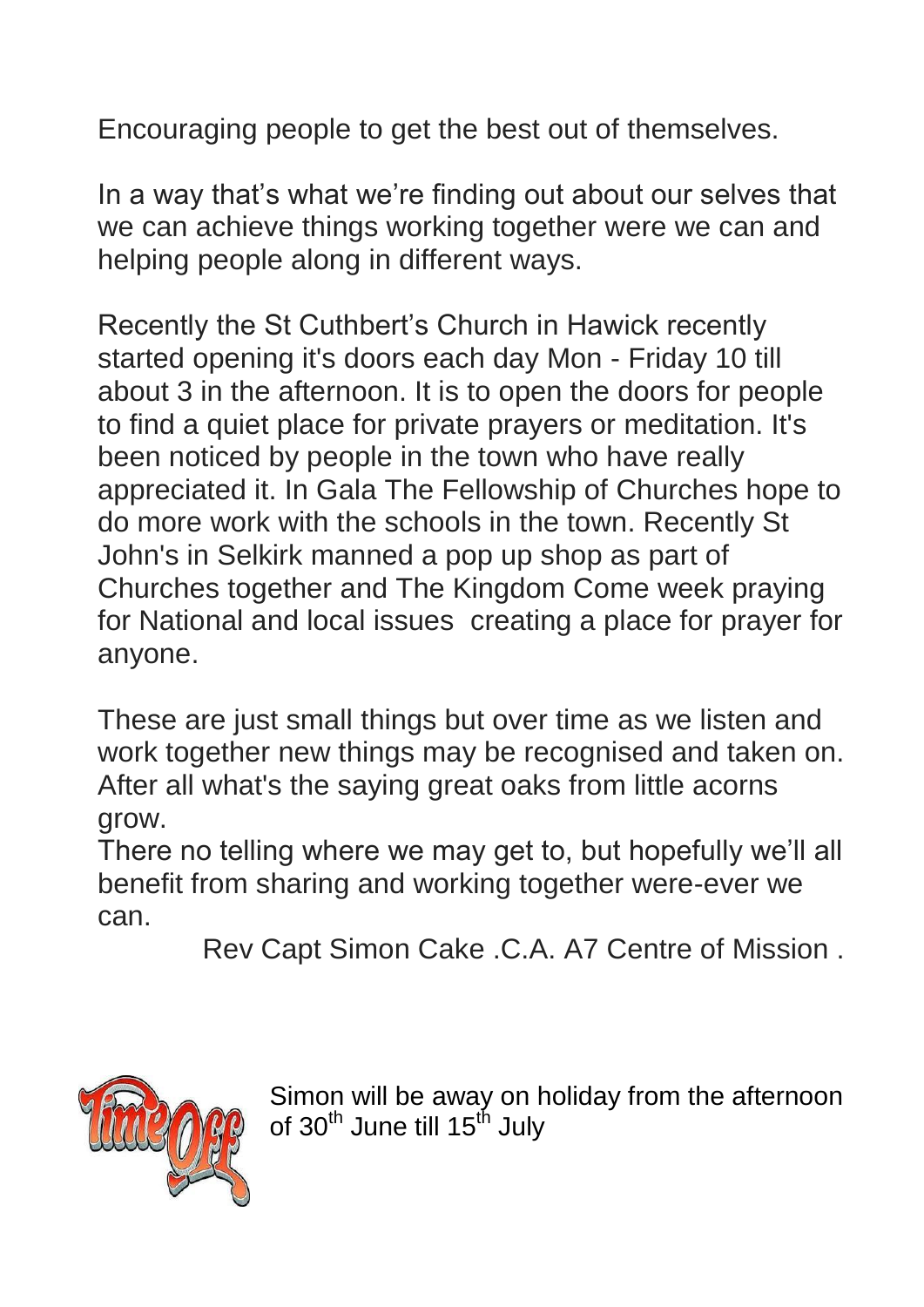Encouraging people to get the best out of themselves.

In a way that's what we're finding out about our selves that we can achieve things working together were we can and helping people along in different ways.

Recently the St Cuthbert's Church in Hawick recently started opening it's doors each day Mon - Friday 10 till about 3 in the afternoon. It is to open the doors for people to find a quiet place for private prayers or meditation. It's been noticed by people in the town who have really appreciated it. In Gala The Fellowship of Churches hope to do more work with the schools in the town. Recently St John's in Selkirk manned a pop up shop as part of Churches together and The Kingdom Come week praying for National and local issues creating a place for prayer for anyone.

These are just small things but over time as we listen and work together new things may be recognised and taken on. After all what's the saying great oaks from little acorns grow.

There no telling where we may get to, but hopefully we'll all benefit from sharing and working together were-ever we can.

Rev Capt Simon Cake .C.A. A7 Centre of Mission .

Simon will be away on holiday from the afternoon of 30th June till 15th July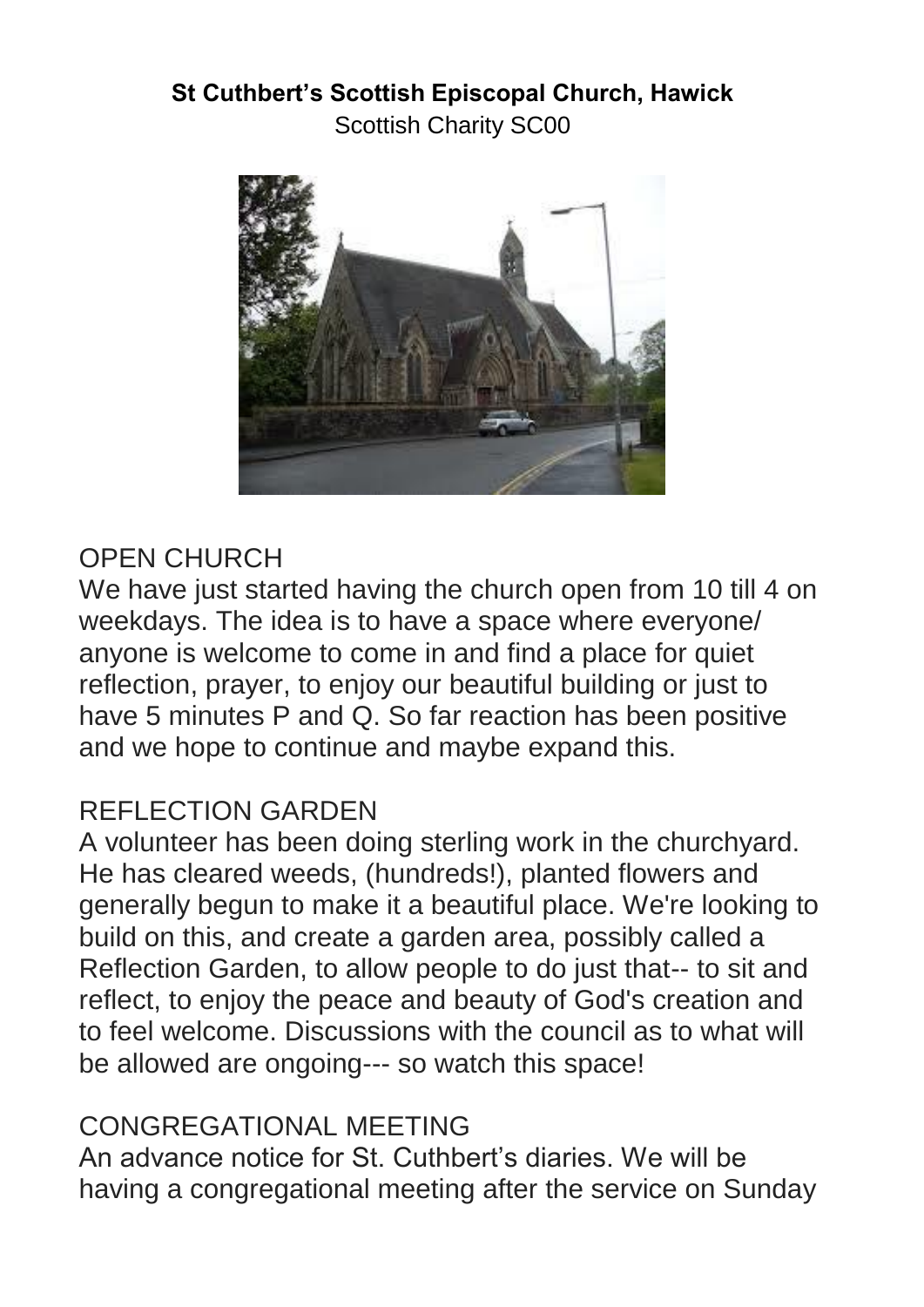**St Cuthbert's Scottish Episcopal Church, Hawick**

Scottish Charity SC00

## OPEN CHURCH

We have just started having the church open from 10 till 4 on weekdays. The idea is to have a space where everyone/ anyone is welcome to come in and find a place for quiet reflection, prayer, to enjoy our beautiful building or just to have 5 minutes P and Q. So far reaction has been positive and we hope to continue and maybe expand this.

## REFLECTION GARDEN

A volunteer has been doing sterling work in the churchyard. He has cleared weeds, (hundreds!), planted flowers and generally begun to make it a beautiful place. We're looking to build on this, and create a garden area, possibly called a Reflection Garden, to allow people to do just that-- to sit and reflect, to enjoy the peace and beauty of God's creation and to feel welcome. Discussions with the council as to what will be allowed are ongoing--- so watch this space!

## CONGREGATIONAL MEETING

An advance notice for St. Cuthbert's diaries. We will be having a congregational meeting after the service on Sunday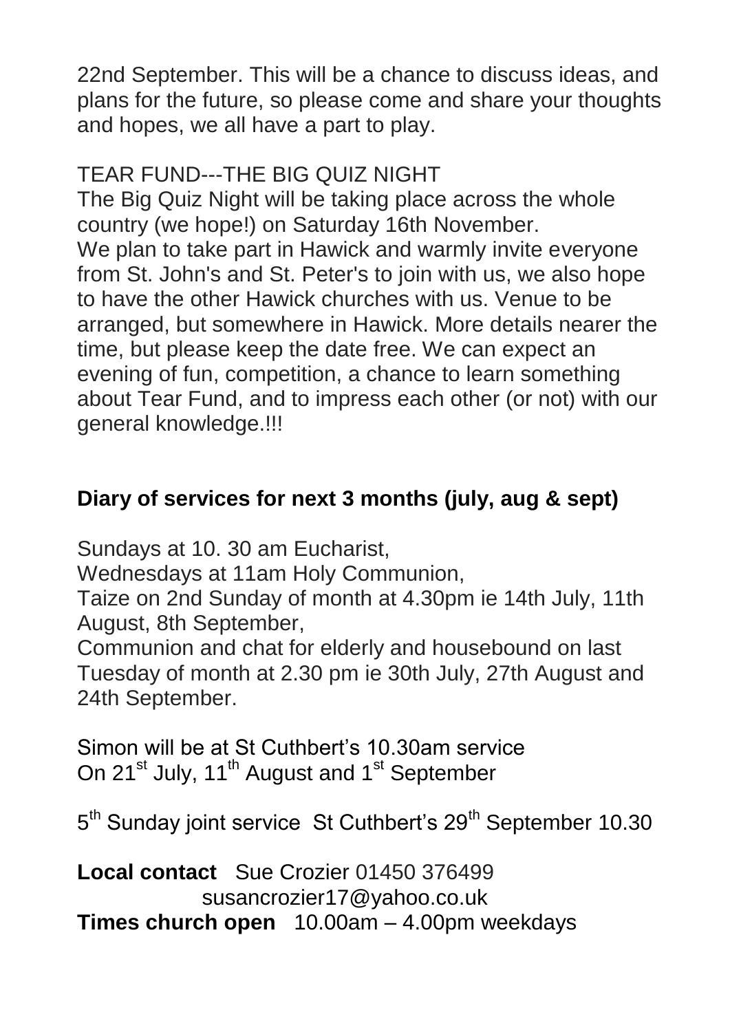22nd September. This will be a chance to discuss ideas, and plans for the future, so please come and share your thoughts and hopes, we all have a part to play.

TEAR FUND---THE BIG QUIZ NIGHT

The Big Quiz Night will be taking place across the whole country (we hope!) on Saturday 16th November.
We plan to take part in Hawick and warmly invite everyone from St. John's and St. Peter's to join with us, we also hope to have the other Hawick churches with us. Venue to be arranged, but somewhere in Hawick. More details nearer the time, but please keep the date free. We can expect an evening of fun, competition, a chance to learn something about Tear Fund, and to impress each other (or not) with our general knowledge.!!!

**Diary of services for next 3 months (july, aug & sept)**

Sundays at 10. 30 am Eucharist,
Wednesdays at 11am Holy Communion,
Taize on 2nd Sunday of month at 4.30pm ie 14th July, 11th August, 8th September,
Communion and chat for elderly and housebound on last Tuesday of month at 2.30 pm ie 30th July, 27th August and 24th September.

Simon will be at St Cuthbert's 10.30am service
On 21st July, 11th August and 1st September

5th Sunday joint service St Cuthbert's 29th September 10.30

**Local contact** Sue Crozier 01450 376499
susancrozier17@yahoo.co.uk
**Times church open** 10.00am – 4.00pm weekdays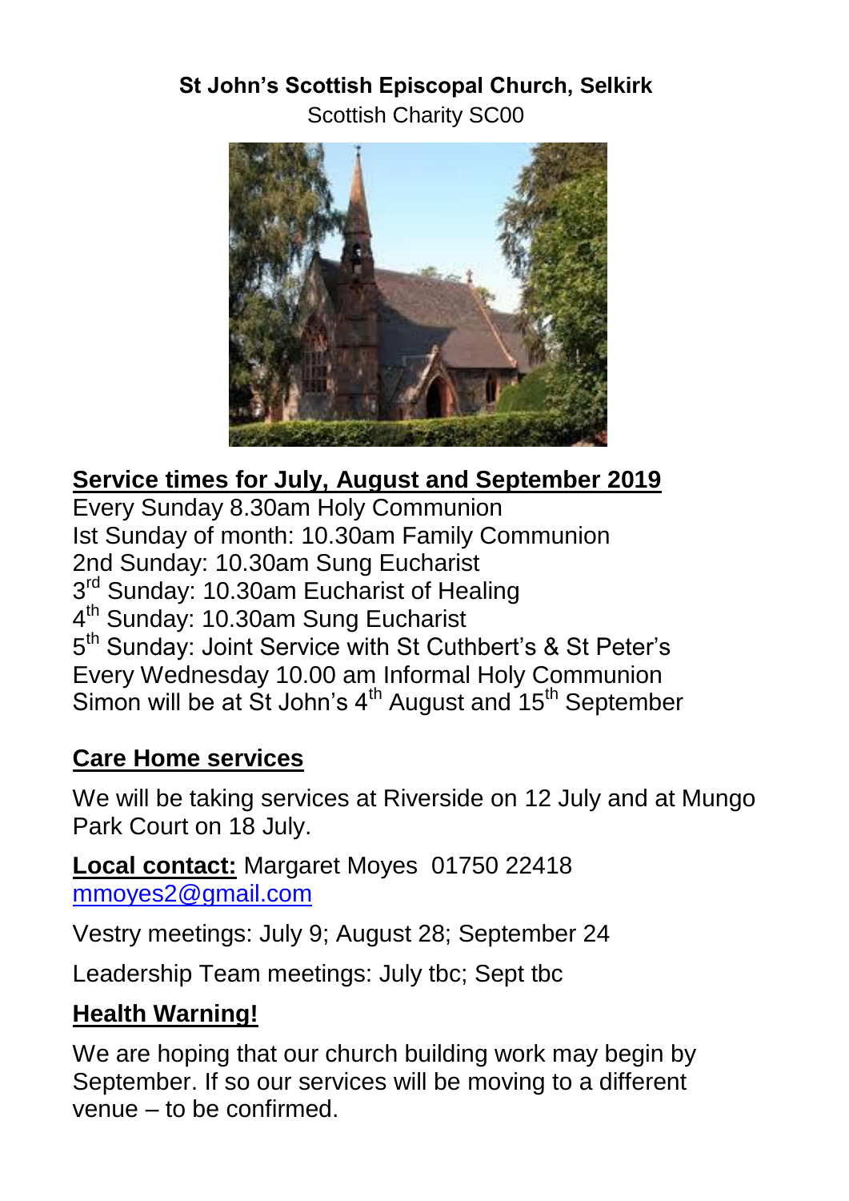**St John's Scottish Episcopal Church, Selkirk**

Scottish Charity SC00

## Service times for July, August and September 2019

Every Sunday 8.30am Holy Communion
Ist Sunday of month: 10.30am Family Communion
2nd Sunday: 10.30am Sung Eucharist
3rd Sunday: 10.30am Eucharist of Healing
4th Sunday: 10.30am Sung Eucharist
5th Sunday: Joint Service with St Cuthbert's & St Peter's
Every Wednesday 10.00 am Informal Holy Communion
Simon will be at St John's 4th August and 15th September

## Care Home services

We will be taking services at Riverside on 12 July and at Mungo Park Court on 18 July.

**Local contact:** Margaret Moyes 01750 22418
mmoyes2@gmail.com

Vestry meetings: July 9; August 28; September 24

Leadership Team meetings: July tbc; Sept tbc

## Health Warning!

We are hoping that our church building work may begin by September. If so our services will be moving to a different venue – to be confirmed.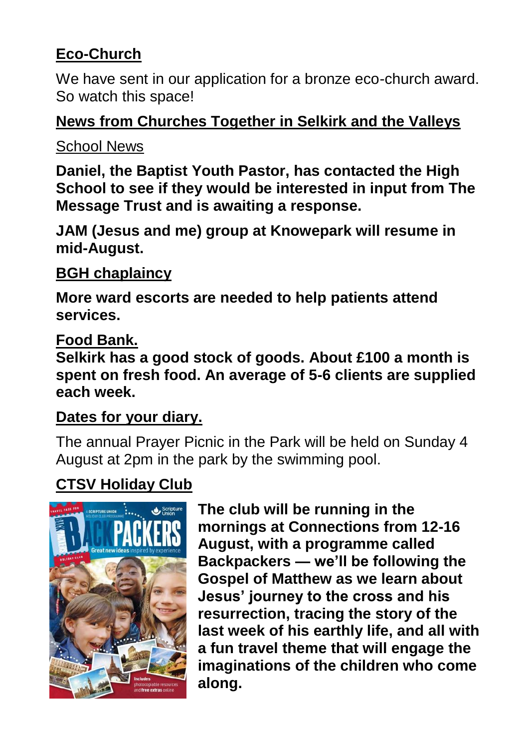## Eco-Church

We have sent in our application for a bronze eco-church award. So watch this space!

## News from Churches Together in Selkirk and the Valleys

School News

**Daniel, the Baptist Youth Pastor, has contacted the High School to see if they would be interested in input from The Message Trust and is awaiting a response.**

**JAM (Jesus and me) group at Knowepark will resume in mid-August.**

## BGH chaplaincy

**More ward escorts are needed to help patients attend services.**

## Food Bank.

**Selkirk has a good stock of goods. About £100 a month is spent on fresh food. An average of 5-6 clients are supplied each week.**

## Dates for your diary.

The annual Prayer Picnic in the Park will be held on Sunday 4 August at 2pm in the park by the swimming pool.

## CTSV Holiday Club

**The club will be running in the mornings at Connections from 12-16 August, with a programme called Backpackers — we'll be following the Gospel of Matthew as we learn about Jesus' journey to the cross and his resurrection, tracing the story of the last week of his earthly life, and all with a fun travel theme that will engage the imaginations of the children who come along.**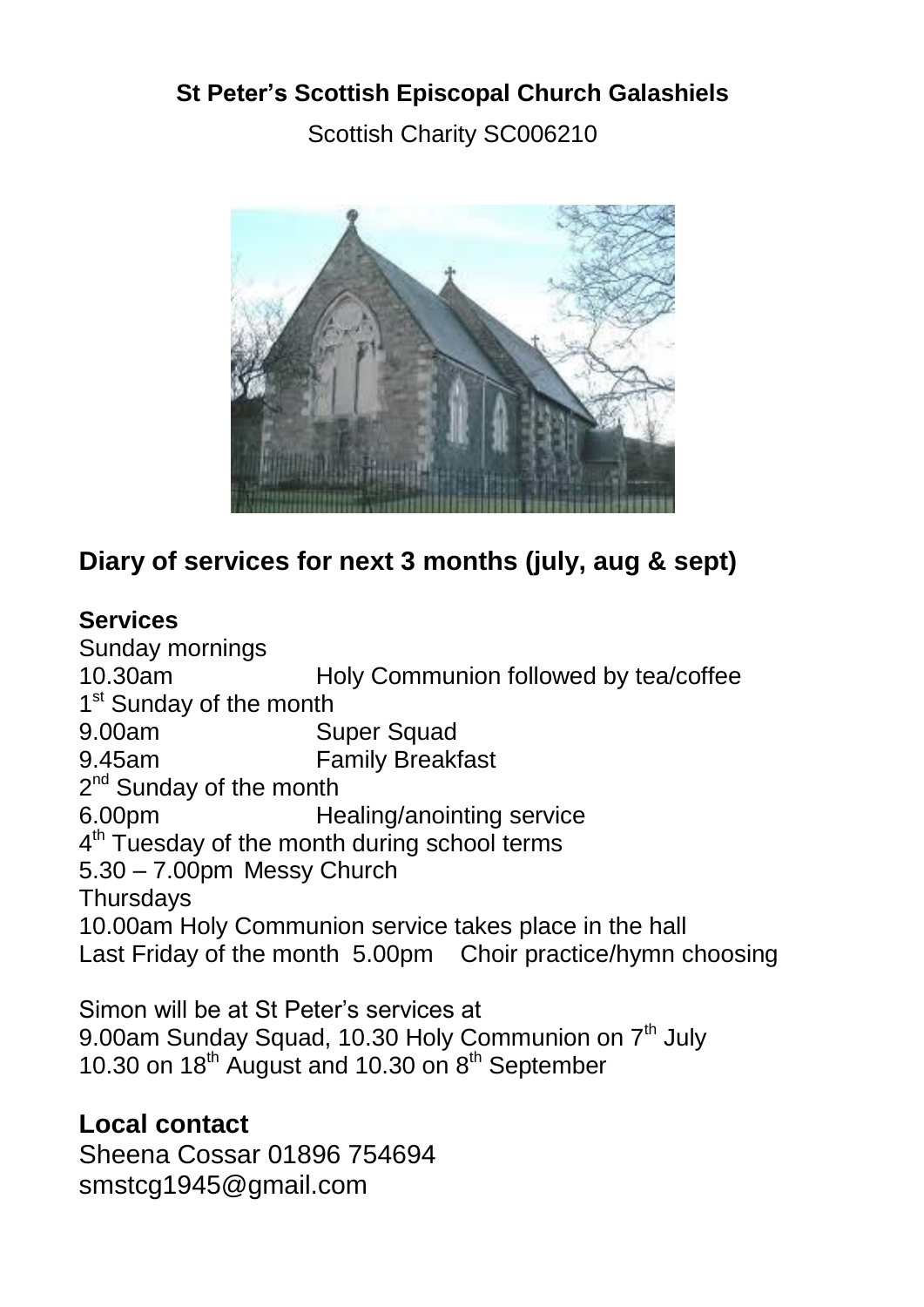**St Peter's Scottish Episcopal Church Galashiels**

Scottish Charity SC006210

## Diary of services for next 3 months (july, aug & sept)

**Services**

Sunday mornings
10.30am Holy Communion followed by tea/coffee
1st Sunday of the month
9.00am Super Squad
9.45am Family Breakfast
2nd Sunday of the month
6.00pm Healing/anointing service
4th Tuesday of the month during school terms
5.30 – 7.00pm Messy Church
Thursdays
10.00am Holy Communion service takes place in the hall
Last Friday of the month 5.00pm Choir practice/hymn choosing

Simon will be at St Peter's services at
9.00am Sunday Squad, 10.30 Holy Communion on 7th July
10.30 on 18th August and 10.30 on 8th September

## Local contact

Sheena Cossar 01896 754694
smstcg1945@gmail.com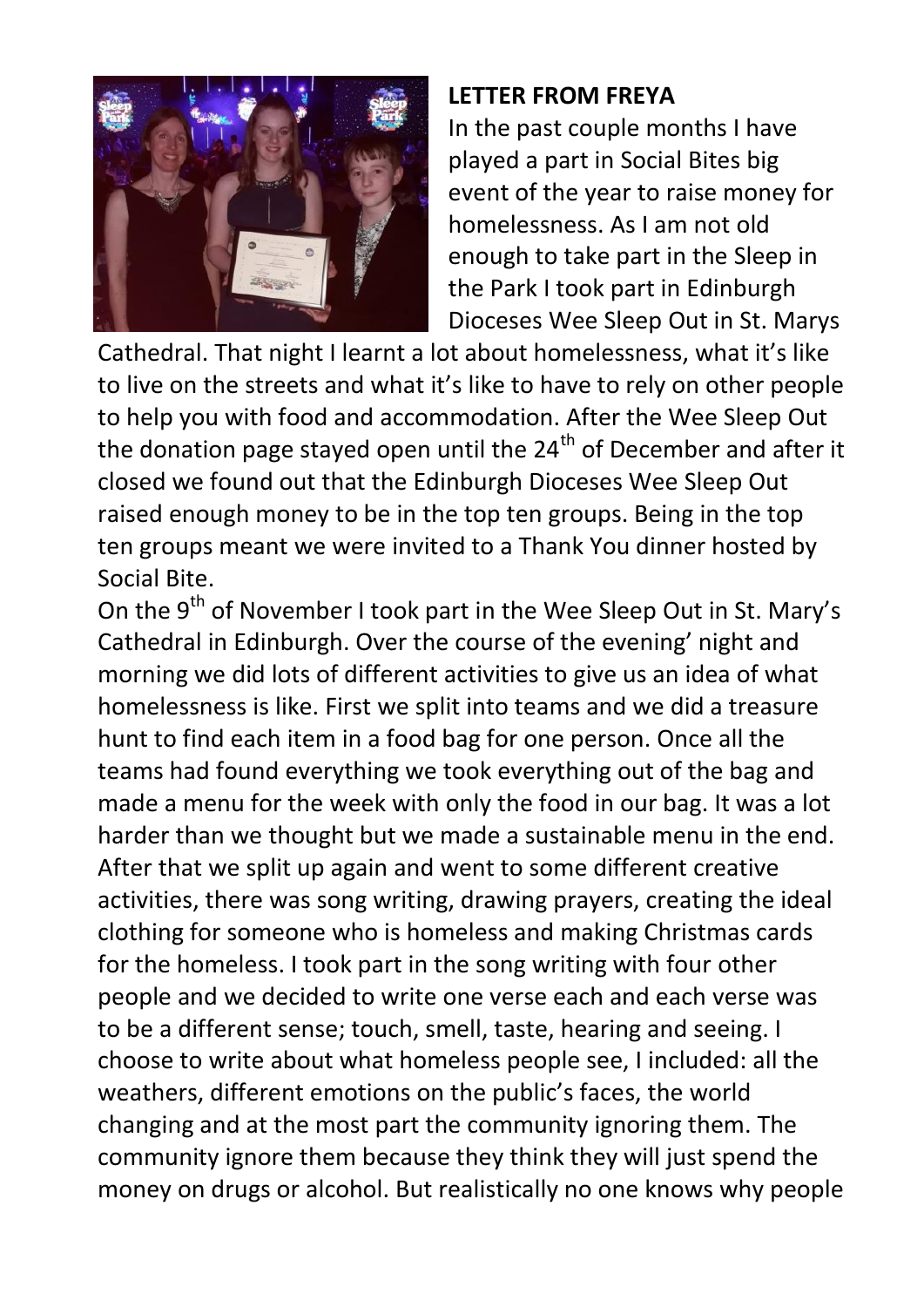**LETTER FROM FREYA**

In the past couple months I have played a part in Social Bites big event of the year to raise money for homelessness. As I am not old enough to take part in the Sleep in the Park I took part in Edinburgh Dioceses Wee Sleep Out in St. Marys Cathedral. That night I learnt a lot about homelessness, what it's like to live on the streets and what it's like to have to rely on other people to help you with food and accommodation. After the Wee Sleep Out the donation page stayed open until the 24th of December and after it closed we found out that the Edinburgh Dioceses Wee Sleep Out raised enough money to be in the top ten groups. Being in the top ten groups meant we were invited to a Thank You dinner hosted by Social Bite.

On the 9th of November I took part in the Wee Sleep Out in St. Mary's Cathedral in Edinburgh. Over the course of the evening' night and morning we did lots of different activities to give us an idea of what homelessness is like. First we split into teams and we did a treasure hunt to find each item in a food bag for one person. Once all the teams had found everything we took everything out of the bag and made a menu for the week with only the food in our bag. It was a lot harder than we thought but we made a sustainable menu in the end. After that we split up again and went to some different creative activities, there was song writing, drawing prayers, creating the ideal clothing for someone who is homeless and making Christmas cards for the homeless. I took part in the song writing with four other people and we decided to write one verse each and each verse was to be a different sense; touch, smell, taste, hearing and seeing. I choose to write about what homeless people see, I included: all the weathers, different emotions on the public's faces, the world changing and at the most part the community ignoring them. The community ignore them because they think they will just spend the money on drugs or alcohol. But realistically no one knows why people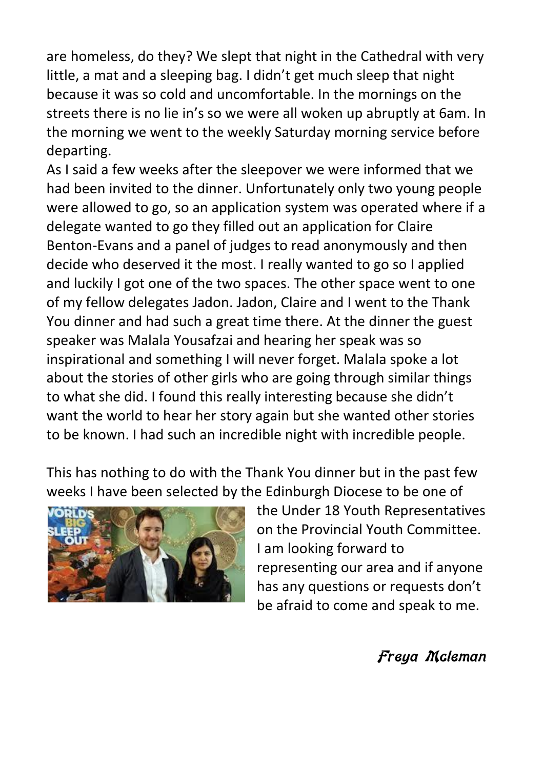are homeless, do they? We slept that night in the Cathedral with very little, a mat and a sleeping bag. I didn't get much sleep that night because it was so cold and uncomfortable. In the mornings on the streets there is no lie in's so we were all woken up abruptly at 6am. In the morning we went to the weekly Saturday morning service before departing.

As I said a few weeks after the sleepover we were informed that we had been invited to the dinner. Unfortunately only two young people were allowed to go, so an application system was operated where if a delegate wanted to go they filled out an application for Claire Benton-Evans and a panel of judges to read anonymously and then decide who deserved it the most. I really wanted to go so I applied and luckily I got one of the two spaces. The other space went to one of my fellow delegates Jadon. Jadon, Claire and I went to the Thank You dinner and had such a great time there. At the dinner the guest speaker was Malala Yousafzai and hearing her speak was so inspirational and something I will never forget. Malala spoke a lot about the stories of other girls who are going through similar things to what she did. I found this really interesting because she didn't want the world to hear her story again but she wanted other stories to be known. I had such an incredible night with incredible people.

This has nothing to do with the Thank You dinner but in the past few weeks I have been selected by the Edinburgh Diocese to be one of the Under 18 Youth Representatives on the Provincial Youth Committee. I am looking forward to representing our area and if anyone has any questions or requests don't be afraid to come and speak to me.

*Freya Mcleman*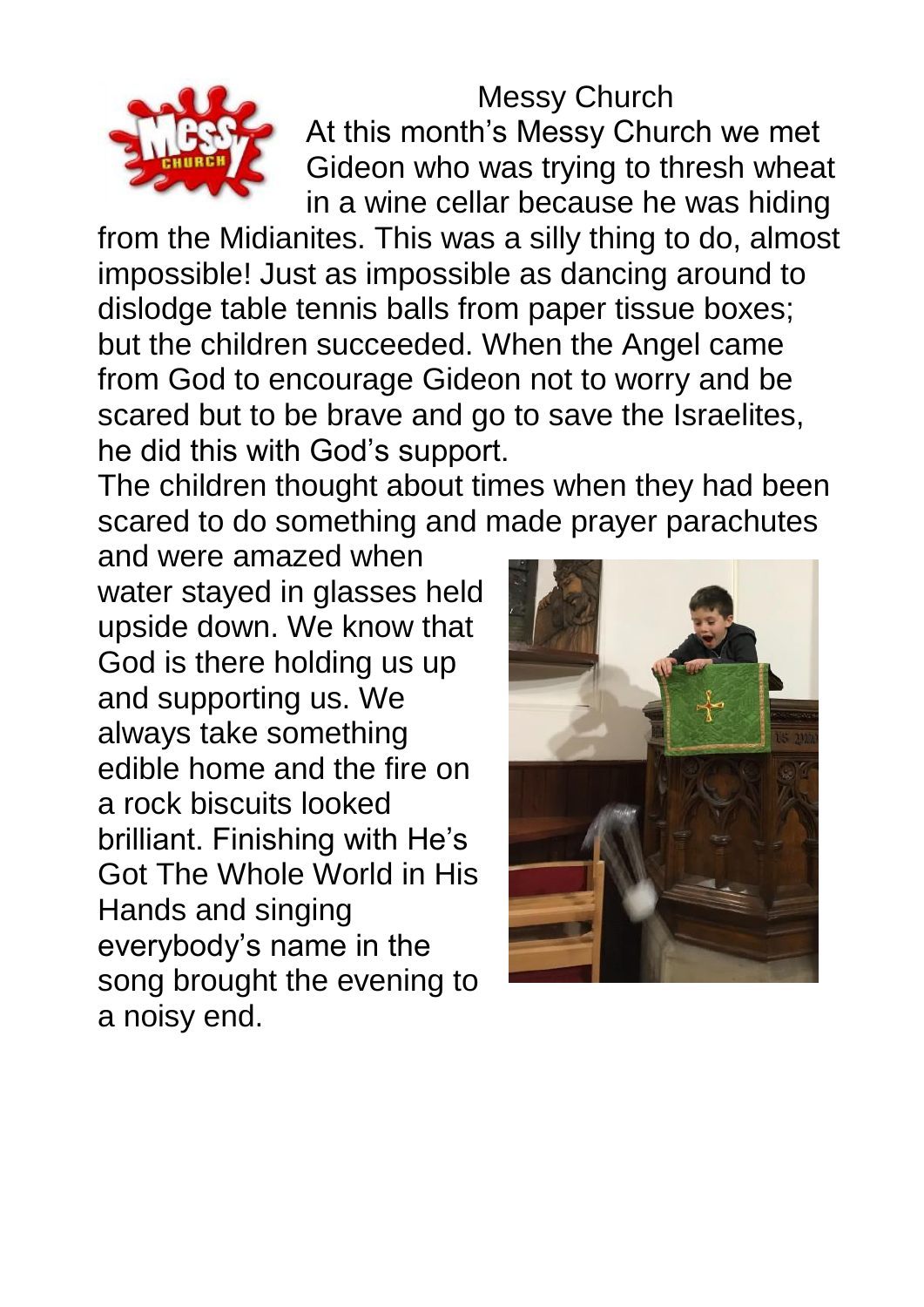# Messy Church

At this month's Messy Church we met Gideon who was trying to thresh wheat in a wine cellar because he was hiding from the Midianites. This was a silly thing to do, almost impossible! Just as impossible as dancing around to dislodge table tennis balls from paper tissue boxes; but the children succeeded. When the Angel came from God to encourage Gideon not to worry and be scared but to be brave and go to save the Israelites, he did this with God's support.

The children thought about times when they had been scared to do something and made prayer parachutes and were amazed when water stayed in glasses held upside down. We know that God is there holding us up and supporting us. We always take something edible home and the fire on a rock biscuits looked brilliant. Finishing with He's Got The Whole World in His Hands and singing everybody's name in the song brought the evening to a noisy end.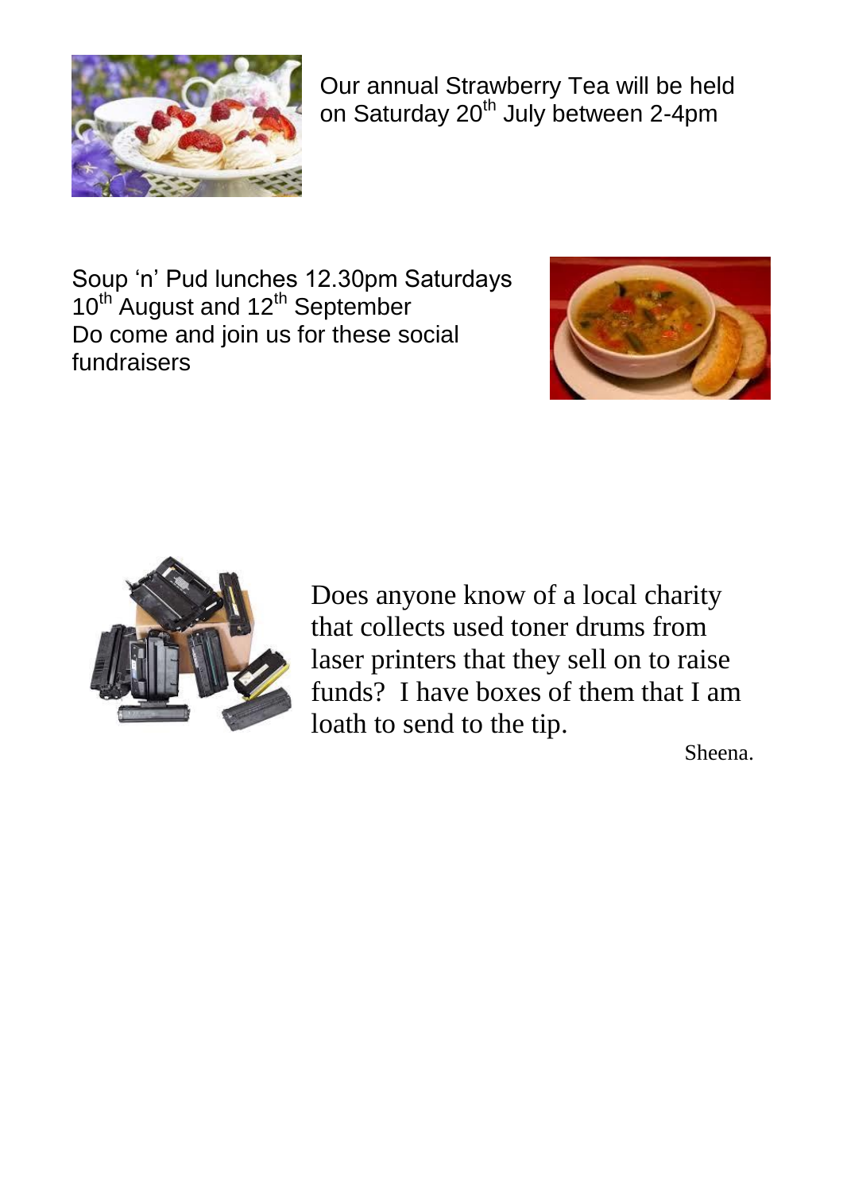Our annual Strawberry Tea will be held on Saturday 20th July between 2-4pm

Soup 'n' Pud lunches 12.30pm Saturdays 10th August and 12th September
Do come and join us for these social fundraisers

Does anyone know of a local charity that collects used toner drums from laser printers that they sell on to raise funds? I have boxes of them that I am loath to send to the tip.

Sheena.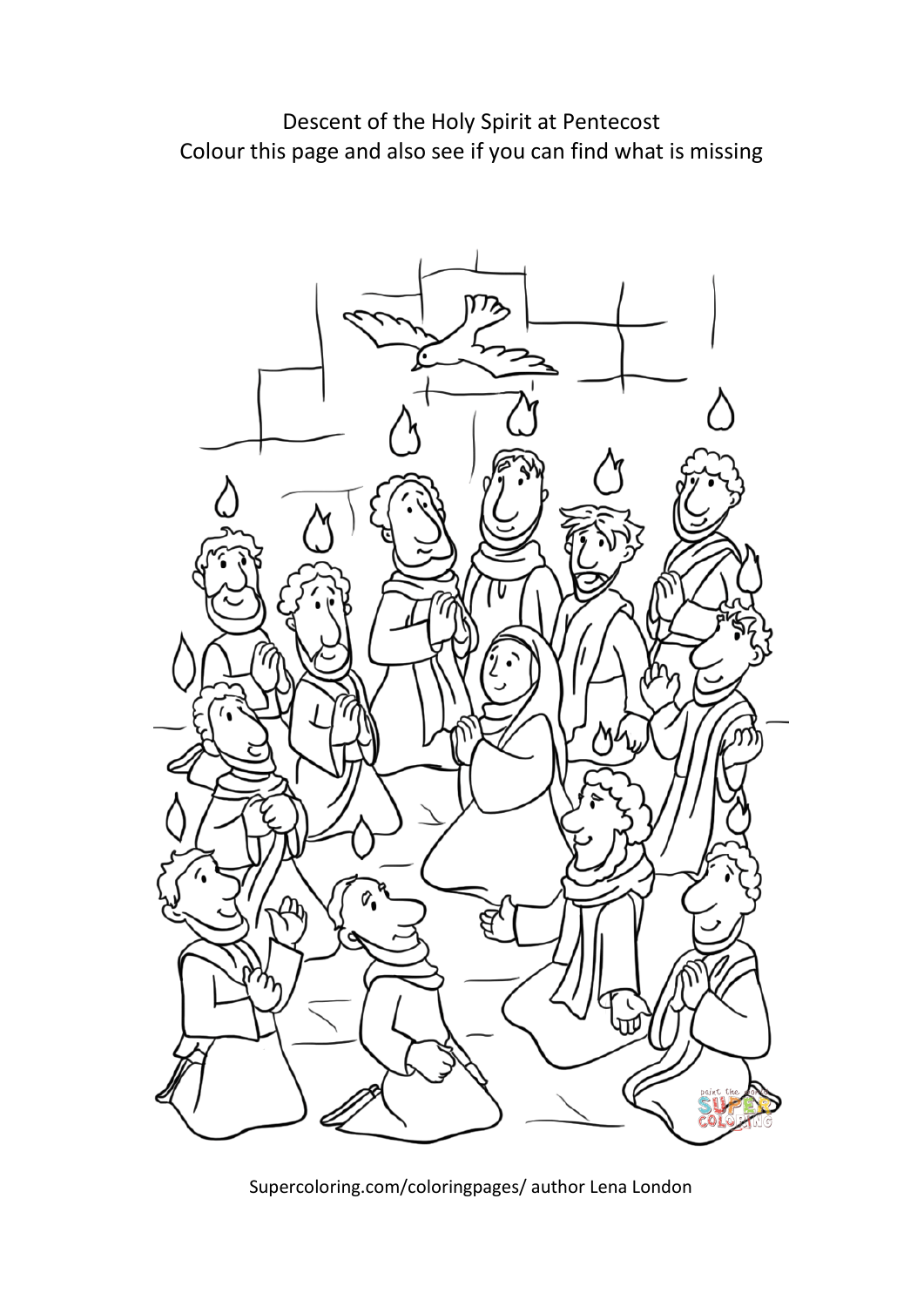Descent of the Holy Spirit at Pentecost

Colour this page and also see if you can find what is missing

Supercoloring.com/coloringpages/ author Lena London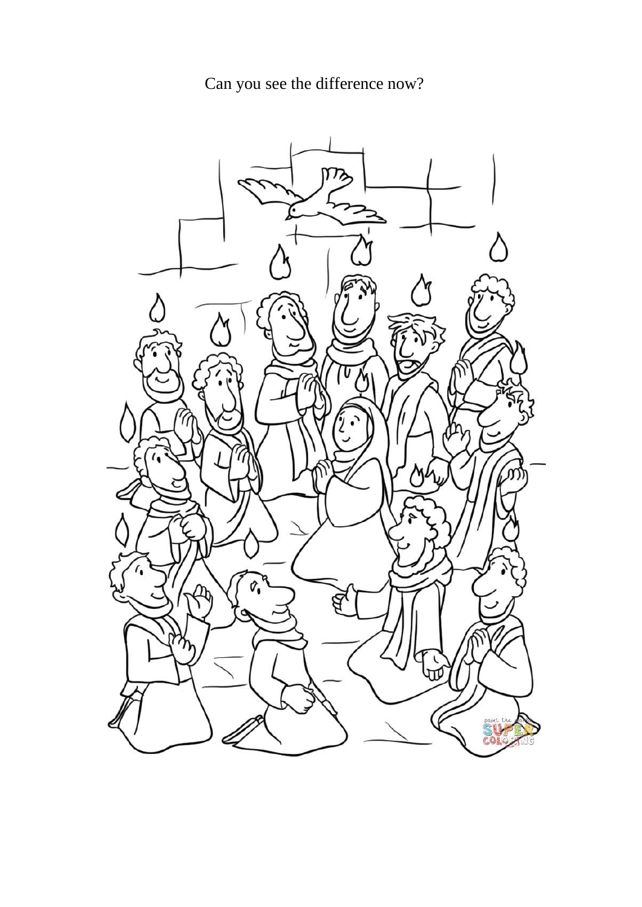Can you see the difference now?